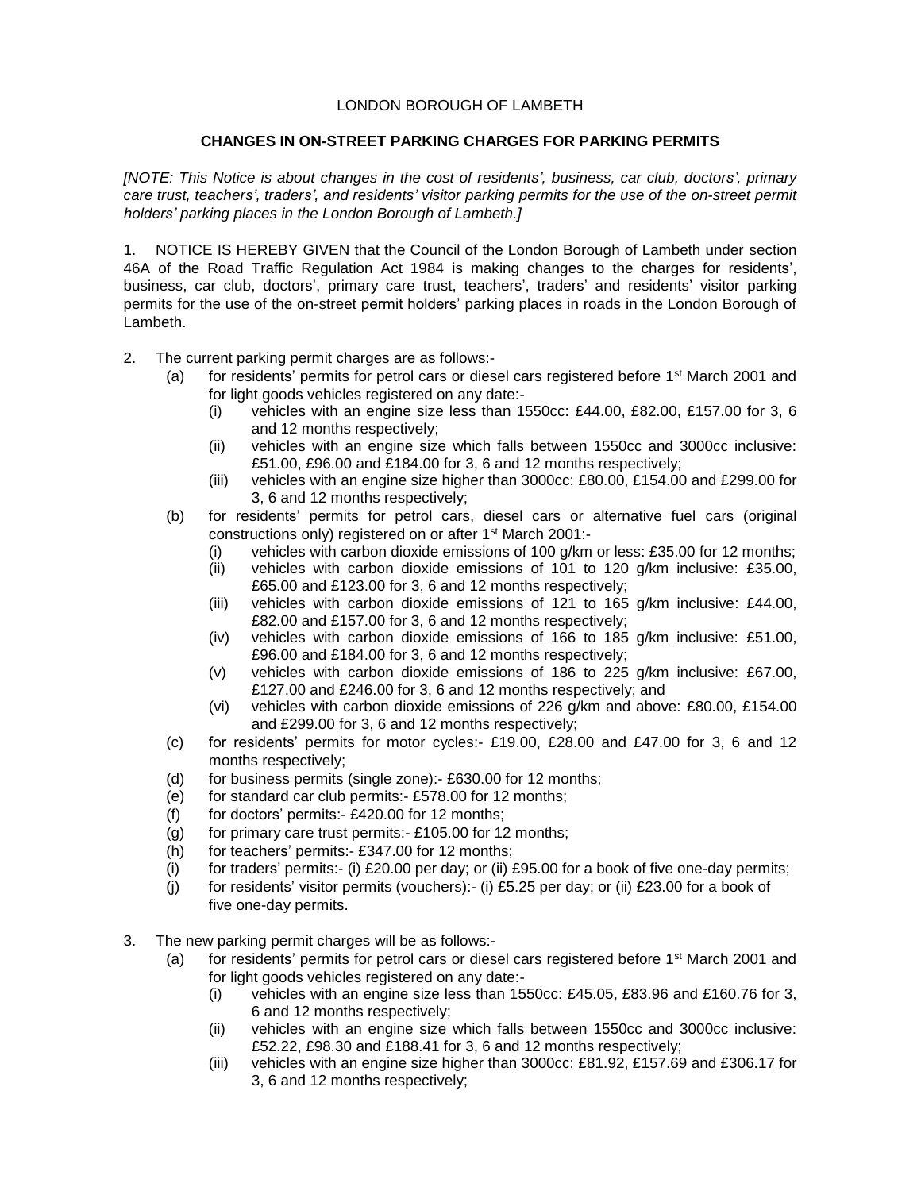LONDON BOROUGH OF LAMBETH

**CHANGES IN ON-STREET PARKING CHARGES FOR PARKING PERMITS**

*[NOTE: This Notice is about changes in the cost of residents', business, car club, doctors', primary care trust, teachers', traders', and residents' visitor parking permits for the use of the on-street permit holders' parking places in the London Borough of Lambeth.]*

1. NOTICE IS HEREBY GIVEN that the Council of the London Borough of Lambeth under section 46A of the Road Traffic Regulation Act 1984 is making changes to the charges for residents', business, car club, doctors', primary care trust, teachers', traders' and residents' visitor parking permits for the use of the on-street permit holders' parking places in roads in the London Borough of Lambeth.

2. The current parking permit charges are as follows:-
   - (a) for residents' permits for petrol cars or diesel cars registered before 1st March 2001 and for light goods vehicles registered on any date:-
     - (i) vehicles with an engine size less than 1550cc: £44.00, £82.00, £157.00 for 3, 6 and 12 months respectively;
     - (ii) vehicles with an engine size which falls between 1550cc and 3000cc inclusive: £51.00, £96.00 and £184.00 for 3, 6 and 12 months respectively;
     - (iii) vehicles with an engine size higher than 3000cc: £80.00, £154.00 and £299.00 for 3, 6 and 12 months respectively;
   - (b) for residents' permits for petrol cars, diesel cars or alternative fuel cars (original constructions only) registered on or after 1st March 2001:-
     - (i) vehicles with carbon dioxide emissions of 100 g/km or less: £35.00 for 12 months;
     - (ii) vehicles with carbon dioxide emissions of 101 to 120 g/km inclusive: £35.00, £65.00 and £123.00 for 3, 6 and 12 months respectively;
     - (iii) vehicles with carbon dioxide emissions of 121 to 165 g/km inclusive: £44.00, £82.00 and £157.00 for 3, 6 and 12 months respectively;
     - (iv) vehicles with carbon dioxide emissions of 166 to 185 g/km inclusive: £51.00, £96.00 and £184.00 for 3, 6 and 12 months respectively;
     - (v) vehicles with carbon dioxide emissions of 186 to 225 g/km inclusive: £67.00, £127.00 and £246.00 for 3, 6 and 12 months respectively; and
     - (vi) vehicles with carbon dioxide emissions of 226 g/km and above: £80.00, £154.00 and £299.00 for 3, 6 and 12 months respectively;
   - (c) for residents' permits for motor cycles:- £19.00, £28.00 and £47.00 for 3, 6 and 12 months respectively;
   - (d) for business permits (single zone):- £630.00 for 12 months;
   - (e) for standard car club permits:- £578.00 for 12 months;
   - (f) for doctors' permits:- £420.00 for 12 months;
   - (g) for primary care trust permits:- £105.00 for 12 months;
   - (h) for teachers' permits:- £347.00 for 12 months;
   - (i) for traders' permits:- (i) £20.00 per day; or (ii) £95.00 for a book of five one-day permits;
   - (j) for residents' visitor permits (vouchers):- (i) £5.25 per day; or (ii) £23.00 for a book of five one-day permits.

3. The new parking permit charges will be as follows:-
   - (a) for residents' permits for petrol cars or diesel cars registered before 1st March 2001 and for light goods vehicles registered on any date:-
     - (i) vehicles with an engine size less than 1550cc: £45.05, £83.96 and £160.76 for 3, 6 and 12 months respectively;
     - (ii) vehicles with an engine size which falls between 1550cc and 3000cc inclusive: £52.22, £98.30 and £188.41 for 3, 6 and 12 months respectively;
     - (iii) vehicles with an engine size higher than 3000cc: £81.92, £157.69 and £306.17 for 3, 6 and 12 months respectively;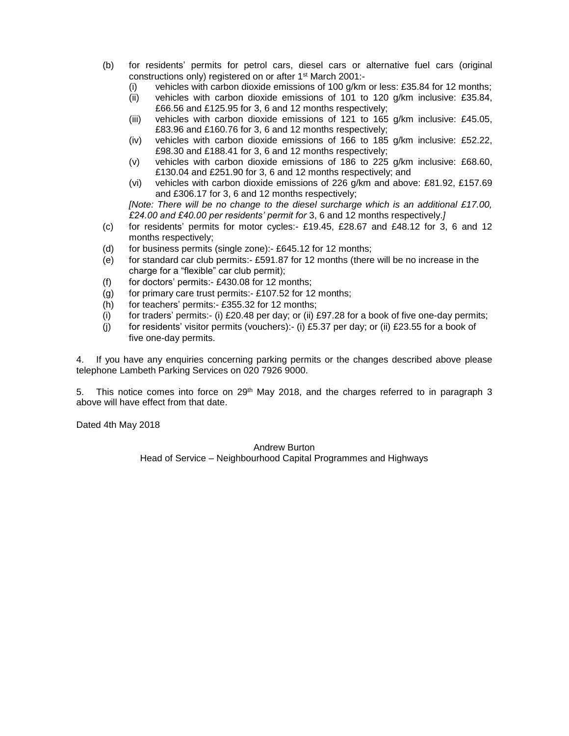(b) for residents' permits for petrol cars, diesel cars or alternative fuel cars (original constructions only) registered on or after 1st March 2001:-
   (i) vehicles with carbon dioxide emissions of 100 g/km or less: £35.84 for 12 months;
   (ii) vehicles with carbon dioxide emissions of 101 to 120 g/km inclusive: £35.84, £66.56 and £125.95 for 3, 6 and 12 months respectively;
   (iii) vehicles with carbon dioxide emissions of 121 to 165 g/km inclusive: £45.05, £83.96 and £160.76 for 3, 6 and 12 months respectively;
   (iv) vehicles with carbon dioxide emissions of 166 to 185 g/km inclusive: £52.22, £98.30 and £188.41 for 3, 6 and 12 months respectively;
   (v) vehicles with carbon dioxide emissions of 186 to 225 g/km inclusive: £68.60, £130.04 and £251.90 for 3, 6 and 12 months respectively; and
   (vi) vehicles with carbon dioxide emissions of 226 g/km and above: £81.92, £157.69 and £306.17 for 3, 6 and 12 months respectively;

   *[Note: There will be no change to the diesel surcharge which is an additional £17.00, £24.00 and £40.00 per residents' permit for* 3, 6 and 12 months respectively.*]*

(c) for residents' permits for motor cycles:- £19.45, £28.67 and £48.12 for 3, 6 and 12 months respectively;

(d) for business permits (single zone):- £645.12 for 12 months;

(e) for standard car club permits:- £591.87 for 12 months (there will be no increase in the charge for a "flexible" car club permit);

(f) for doctors' permits:- £430.08 for 12 months;

(g) for primary care trust permits:- £107.52 for 12 months;

(h) for teachers' permits:- £355.32 for 12 months;

(i) for traders' permits:- (i) £20.48 per day; or (ii) £97.28 for a book of five one-day permits;

(j) for residents' visitor permits (vouchers):- (i) £5.37 per day; or (ii) £23.55 for a book of five one-day permits.

4. If you have any enquiries concerning parking permits or the changes described above please telephone Lambeth Parking Services on 020 7926 9000.

5. This notice comes into force on 29th May 2018, and the charges referred to in paragraph 3 above will have effect from that date.

Dated 4th May 2018

Andrew Burton
Head of Service – Neighbourhood Capital Programmes and Highways